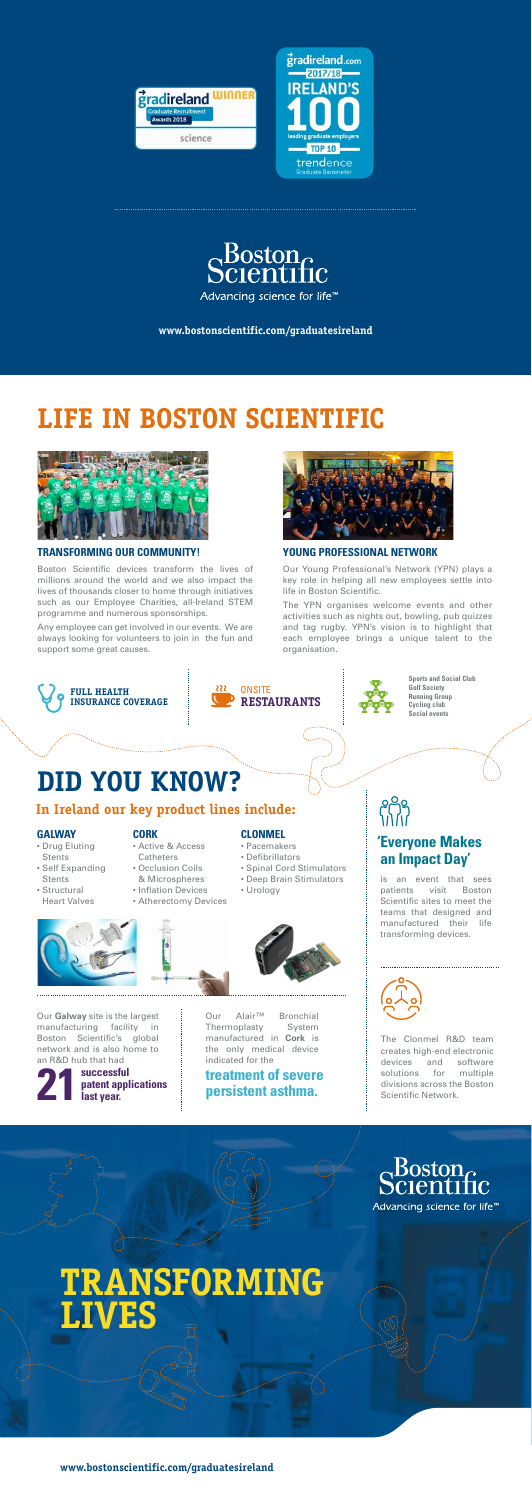gradireland WINNER
Graduate Recruitment Awards 2018
science

gradireland.com 2017/18
IRELAND'S 100
leading graduate employers
TOP 10
trendence Graduate Barometer

Boston Scientific
Advancing science for life™

**www.bostonscientific.com/graduatesireland**

# LIFE IN BOSTON SCIENTIFIC

### TRANSFORMING OUR COMMUNITY!

Boston Scientific devices transform the lives of millions around the world and we also impact the lives of thousands closer to home through initiatives such as our Employee Charities, all-Ireland STEM programme and numerous sponsorships.

Any employee can get involved in our events. We are always looking for volunteers to join in the fun and support some great causes.

### YOUNG PROFESSIONAL NETWORK

Our Young Professional's Network (YPN) plays a key role in helping all new employees settle into life in Boston Scientific.

The YPN organises welcome events and other activities such as nights out, bowling, pub quizzes and tag rugby. YPN's vision is to highlight that each employee brings a unique talent to the organisation.

**FULL HEALTH INSURANCE COVERAGE**

ONSITE **RESTAURANTS**

**Sports and Social Club**
**Golf Society**
**Running Group**
**Cycling club**
**Social events**

# DID YOU KNOW?

## In Ireland our key product lines include:

**GALWAY**
- Drug Eluting Stents
- Self Expanding Stents
- Structural Heart Valves

**CORK**
- Active & Access Catheters
- Occlusion Coils & Microspheres
- Inflation Devices
- Atherectomy Devices

**CLONMEL**
- Pacemakers
- Defibrillators
- Spinal Cord Stimulators
- Deep Brain Stimulators
- Urology

Our **Galway** site is the largest manufacturing facility in Boston Scientific's global network and is also home to an R&D hub that had **21 successful patent applications last year.**

Our Alair™ Bronchial Thermoplasty System manufactured in **Cork** is the only medical device indicated for the **treatment of severe persistent asthma.**

### 'Everyone Makes an Impact Day'

is an event that sees patients visit Boston Scientific sites to meet the teams that designed and manufactured their life transforming devices.

The Clonmel R&D team creates high-end electronic devices and software solutions for multiple divisions across the Boston Scientific Network.

Boston Scientific
Advancing science for life™

# TRANSFORMING LIVES

**www.bostonscientific.com/graduatesireland**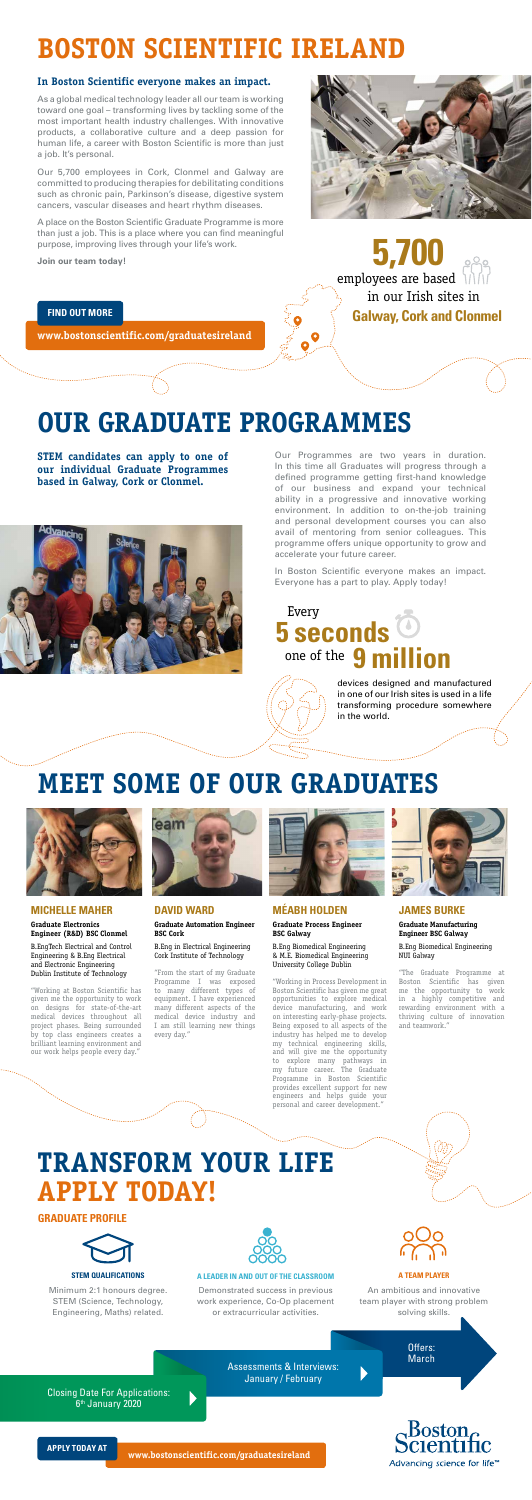# BOSTON SCIENTIFIC IRELAND

### In Boston Scientific everyone makes an impact.

As a global medical technology leader all our team is working toward one goal – transforming lives by tackling some of the most important health industry challenges. With innovative products, a collaborative culture and a deep passion for human life, a career with Boston Scientific is more than just a job. It's personal.

Our 5,700 employees in Cork, Clonmel and Galway are committed to producing therapies for debilitating conditions such as chronic pain, Parkinson's disease, digestive system cancers, vascular diseases and heart rhythm diseases.

A place on the Boston Scientific Graduate Programme is more than just a job. This is a place where you can find meaningful purpose, improving lives through your life's work.

**Join our team today!**

**FIND OUT MORE**

**www.bostonscientific.com/graduatesireland**

**5,700** employees are based in our Irish sites in **Galway, Cork and Clonmel**

# OUR GRADUATE PROGRAMMES

**STEM candidates can apply to one of our individual Graduate Programmes based in Galway, Cork or Clonmel.**

Our Programmes are two years in duration. In this time all Graduates will progress through a defined programme getting first-hand knowledge of our business and expand your technical ability in a progressive and innovative working environment. In addition to on-the-job training and personal development courses you can also avail of mentoring from senior colleagues. This programme offers unique opportunity to grow and accelerate your future career.

In Boston Scientific everyone makes an impact. Everyone has a part to play. Apply today!

Every **5 seconds** one of the **9 million** devices designed and manufactured in one of our Irish sites is used in a life transforming procedure somewhere in the world.

# MEET SOME OF OUR GRADUATES

### MICHELLE MAHER

**Graduate Electronics Engineer (R&D) BSC Clonmel**

B.EngTech Electrical and Control Engineering & B.Eng Electrical and Electronic Engineering Dublin Institute of Technology

"Working at Boston Scientific has given me the opportunity to work on designs for state-of-the-art medical devices throughout all project phases. Being surrounded by top class engineers creates a brilliant learning environment and our work helps people every day."

### DAVID WARD

**Graduate Automation Engineer BSC Cork**

B.Eng in Electrical Engineering Cork Institute of Technology

"From the start of my Graduate Programme I was exposed to many different types of equipment. I have experienced many different aspects of the medical device industry and I am still learning new things every day."

### MÉABH HOLDEN

**Graduate Process Engineer BSC Galway**

B.Eng Biomedical Engineering & M.E. Biomedical Engineering University College Dublin

"Working in Process Development in Boston Scientific has given me great opportunities to explore medical device manufacturing, and work on interesting early-phase projects. Being exposed to all aspects of the industry has helped me to develop my technical engineering skills, and will give me the opportunity to explore many pathways in my future career. The Graduate Programme in Boston Scientific provides excellent support for new engineers and helps guide your personal and career development."

### JAMES BURKE

**Graduate Manufacturing Engineer BSC Galway**

B.Eng Biomedical Engineering NUI Galway

"The Graduate Programme at Boston Scientific has given me the opportunity to work in a highly competitive and rewarding environment with a thriving culture of innovation and teamwork."

# TRANSFORM YOUR LIFE APPLY TODAY!

### GRADUATE PROFILE

**STEM QUALIFICATIONS**

Minimum 2:1 honours degree. STEM (Science, Technology, Engineering, Maths) related.

**A LEADER IN AND OUT OF THE CLASSROOM**

Demonstrated success in previous work experience, Co-Op placement or extracurricular activities.

**A TEAM PLAYER**

An ambitious and innovative team player with strong problem solving skills.

Closing Date For Applications: 6th January 2020

Assessments & Interviews: January / February

Offers: March

**APPLY TODAY AT** **www.bostonscientific.com/graduatesireland**

Boston Scientific
Advancing science for life™